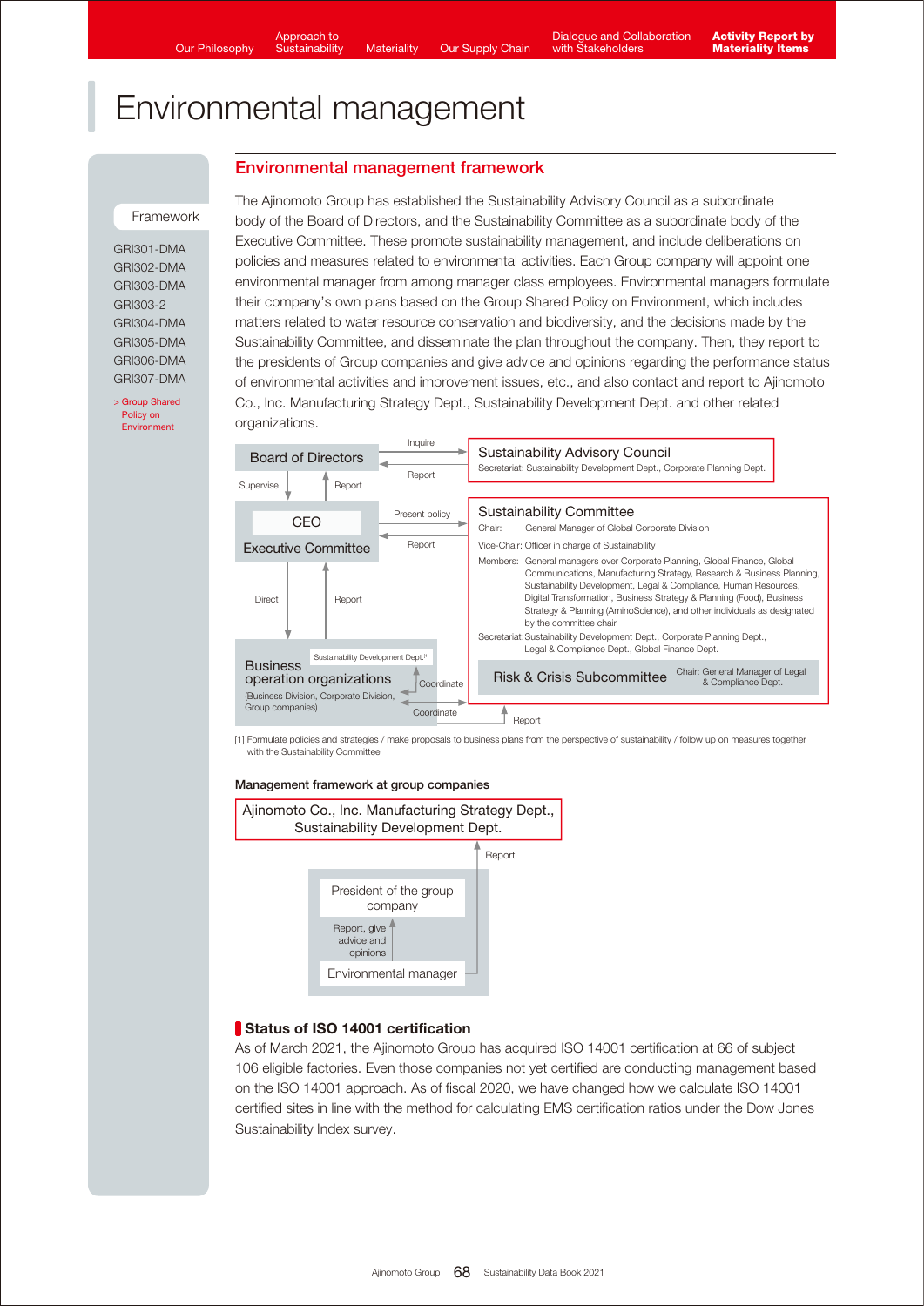# Environmental management

Framework

GRI301-DMA
GRI302-DMA
GRI303-DMA
GRI303-2
GRI304-DMA
GRI305-DMA
GRI306-DMA
GRI307-DMA

> Group Shared Policy on Environment

## Environmental management framework

The Ajinomoto Group has established the Sustainability Advisory Council as a subordinate body of the Board of Directors, and the Sustainability Committee as a subordinate body of the Executive Committee. These promote sustainability management, and include deliberations on policies and measures related to environmental activities. Each Group company will appoint one environmental manager from among manager class employees. Environmental managers formulate their company's own plans based on the Group Shared Policy on Environment, which includes matters related to water resource conservation and biodiversity, and the decisions made by the Sustainability Committee, and disseminate the plan throughout the company. Then, they report to the presidents of Group companies and give advice and opinions regarding the performance status of environmental activities and improvement issues, etc., and also contact and report to Ajinomoto Co., Inc. Manufacturing Strategy Dept., Sustainability Development Dept. and other related organizations.

- **Board of Directors** → Inquire → **Sustainability Advisory Council** (Secretariat: Sustainability Development Dept., Corporate Planning Dept.); Sustainability Advisory Council → Report → Board of Directors
- Board of Directors → Supervise → CEO / Executive Committee; CEO / Executive Committee → Report → Board of Directors
- **CEO / Executive Committee** → Present policy → **Sustainability Committee**; Sustainability Committee → Report → CEO / Executive Committee
  - Chair: General Manager of Global Corporate Division
  - Vice-Chair: Officer in charge of Sustainability
  - Members: General managers over Corporate Planning, Global Finance, Global Communications, Manufacturing Strategy, Research & Business Planning, Sustainability Development, Legal & Compliance, Human Resources, Digital Transformation, Business Strategy & Planning (Food), Business Strategy & Planning (AminoScience), and other individuals as designated by the committee chair
  - Secretariat: Sustainability Development Dept., Corporate Planning Dept., Legal & Compliance Dept., Global Finance Dept.
  - **Risk & Crisis Subcommittee** (Chair: General Manager of Legal & Compliance Dept.)
- CEO / Executive Committee → Direct → Business operation organizations; Business operation organizations → Report → CEO / Executive Committee
- **Business operation organizations** (Business Division, Corporate Division, Group companies), including Sustainability Development Dept.[1] → Coordinate ↔ Sustainability Committee
- Business operation organizations → Coordinate ↔ Risk & Crisis Subcommittee; Risk & Crisis Subcommittee → Report

[1] Formulate policies and strategies / make proposals to business plans from the perspective of sustainability / follow up on measures together with the Sustainability Committee

### Management framework at group companies

- **Environmental manager** → Report, give advice and opinions → **President of the group company**
- Environmental manager → Report → **Ajinomoto Co., Inc. Manufacturing Strategy Dept., Sustainability Development Dept.**

### Status of ISO 14001 certification

As of March 2021, the Ajinomoto Group has acquired ISO 14001 certification at 66 of subject 106 eligible factories. Even those companies not yet certified are conducting management based on the ISO 14001 approach. As of fiscal 2020, we have changed how we calculate ISO 14001 certified sites in line with the method for calculating EMS certification ratios under the Dow Jones Sustainability Index survey.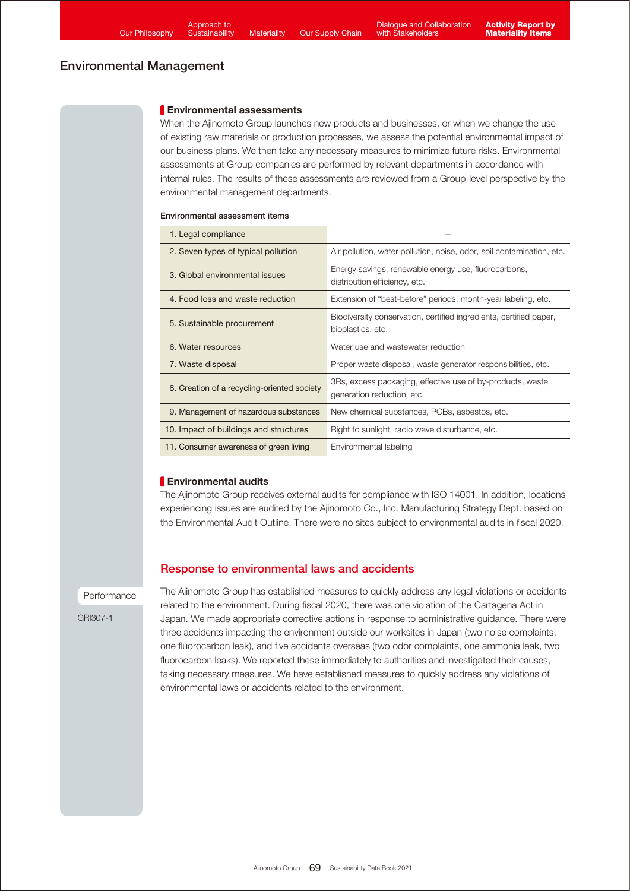## Environmental Management

### Environmental assessments

When the Ajinomoto Group launches new products and businesses, or when we change the use of existing raw materials or production processes, we assess the potential environmental impact of our business plans. We then take any necessary measures to minimize future risks. Environmental assessments at Group companies are performed by relevant departments in accordance with internal rules. The results of these assessments are reviewed from a Group-level perspective by the environmental management departments.

**Environmental assessment items**

| | |
|---|---|
| 1. Legal compliance | — |
| 2. Seven types of typical pollution | Air pollution, water pollution, noise, odor, soil contamination, etc. |
| 3. Global environmental issues | Energy savings, renewable energy use, fluorocarbons, distribution efficiency, etc. |
| 4. Food loss and waste reduction | Extension of "best-before" periods, month-year labeling, etc. |
| 5. Sustainable procurement | Biodiversity conservation, certified ingredients, certified paper, bioplastics, etc. |
| 6. Water resources | Water use and wastewater reduction |
| 7. Waste disposal | Proper waste disposal, waste generator responsibilities, etc. |
| 8. Creation of a recycling-oriented society | 3Rs, excess packaging, effective use of by-products, waste generation reduction, etc. |
| 9. Management of hazardous substances | New chemical substances, PCBs, asbestos, etc. |
| 10. Impact of buildings and structures | Right to sunlight, radio wave disturbance, etc. |
| 11. Consumer awareness of green living | Environmental labeling |

### Environmental audits

The Ajinomoto Group receives external audits for compliance with ISO 14001. In addition, locations experiencing issues are audited by the Ajinomoto Co., Inc. Manufacturing Strategy Dept. based on the Environmental Audit Outline. There were no sites subject to environmental audits in fiscal 2020.

## Response to environmental laws and accidents

Performance

GRI307-1

The Ajinomoto Group has established measures to quickly address any legal violations or accidents related to the environment. During fiscal 2020, there was one violation of the Cartagena Act in Japan. We made appropriate corrective actions in response to administrative guidance. There were three accidents impacting the environment outside our worksites in Japan (two noise complaints, one fluorocarbon leak), and five accidents overseas (two odor complaints, one ammonia leak, two fluorocarbon leaks). We reported these immediately to authorities and investigated their causes, taking necessary measures. We have established measures to quickly address any violations of environmental laws or accidents related to the environment.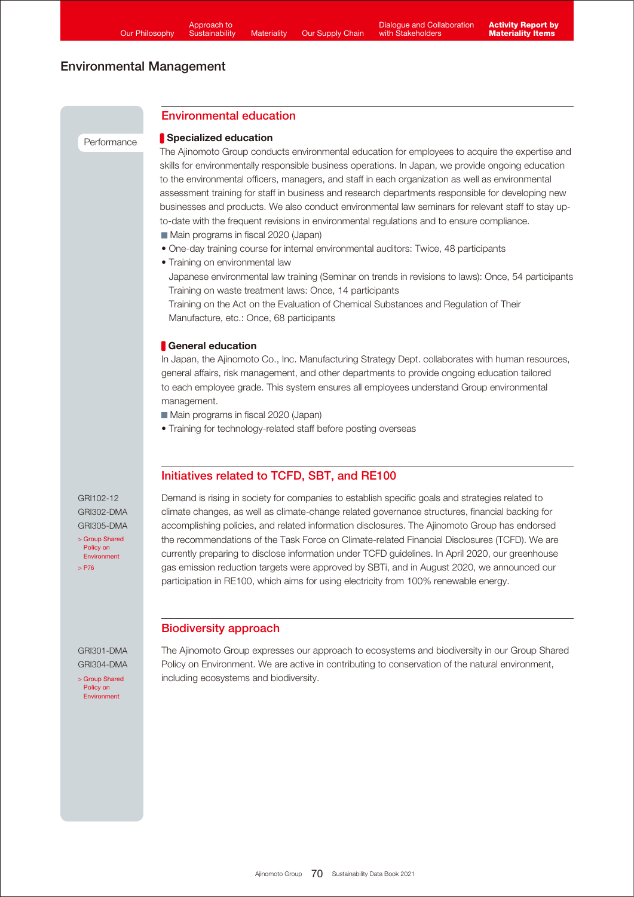# Environmental Management

## Environmental education

Performance

### Specialized education

The Ajinomoto Group conducts environmental education for employees to acquire the expertise and skills for environmentally responsible business operations. In Japan, we provide ongoing education to the environmental officers, managers, and staff in each organization as well as environmental assessment training for staff in business and research departments responsible for developing new businesses and products. We also conduct environmental law seminars for relevant staff to stay up-to-date with the frequent revisions in environmental regulations and to ensure compliance.

■ Main programs in fiscal 2020 (Japan)

- One-day training course for internal environmental auditors: Twice, 48 participants
- Training on environmental law
  Japanese environmental law training (Seminar on trends in revisions to laws): Once, 54 participants
  Training on waste treatment laws: Once, 14 participants
  Training on the Act on the Evaluation of Chemical Substances and Regulation of Their Manufacture, etc.: Once, 68 participants

### General education

In Japan, the Ajinomoto Co., Inc. Manufacturing Strategy Dept. collaborates with human resources, general affairs, risk management, and other departments to provide ongoing education tailored to each employee grade. This system ensures all employees understand Group environmental management.

■ Main programs in fiscal 2020 (Japan)

- Training for technology-related staff before posting overseas

## Initiatives related to TCFD, SBT, and RE100

GRI102-12
GRI302-DMA
GRI305-DMA
> Group Shared Policy on Environment
> P76

Demand is rising in society for companies to establish specific goals and strategies related to climate changes, as well as climate-change related governance structures, financial backing for accomplishing policies, and related information disclosures. The Ajinomoto Group has endorsed the recommendations of the Task Force on Climate-related Financial Disclosures (TCFD). We are currently preparing to disclose information under TCFD guidelines. In April 2020, our greenhouse gas emission reduction targets were approved by SBTi, and in August 2020, we announced our participation in RE100, which aims for using electricity from 100% renewable energy.

## Biodiversity approach

GRI301-DMA
GRI304-DMA
> Group Shared Policy on Environment

The Ajinomoto Group expresses our approach to ecosystems and biodiversity in our Group Shared Policy on Environment. We are active in contributing to conservation of the natural environment, including ecosystems and biodiversity.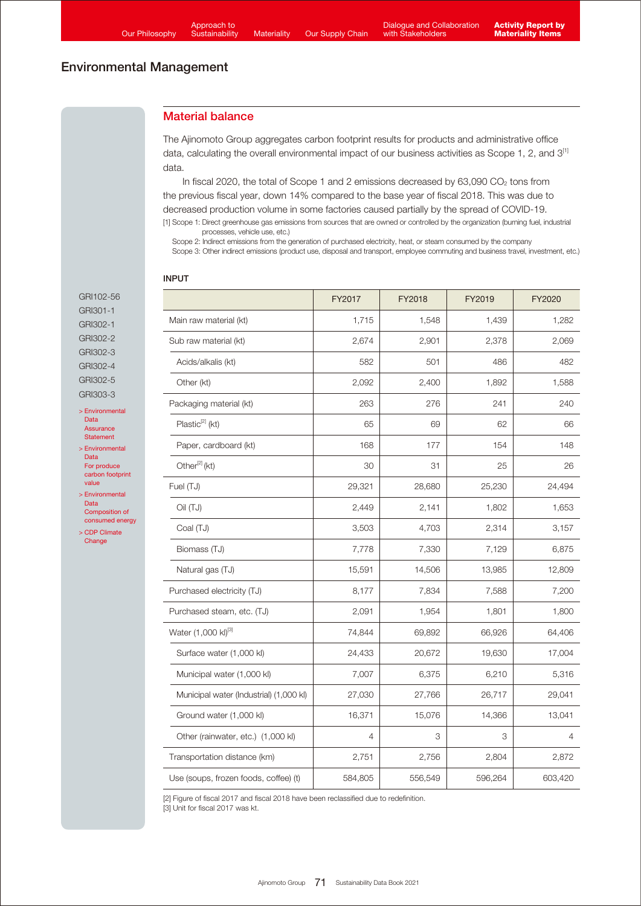## Environmental Management

### Material balance

The Ajinomoto Group aggregates carbon footprint results for products and administrative office data, calculating the overall environmental impact of our business activities as Scope 1, 2, and 3[1] data.

In fiscal 2020, the total of Scope 1 and 2 emissions decreased by 63,090 $CO_2$ tons from the previous fiscal year, down 14% compared to the base year of fiscal 2018. This was due to decreased production volume in some factories caused partially by the spread of COVID-19.

[1] Scope 1: Direct greenhouse gas emissions from sources that are owned or controlled by the organization (burning fuel, industrial processes, vehicle use, etc.)
Scope 2: Indirect emissions from the generation of purchased electricity, heat, or steam consumed by the company
Scope 3: Other indirect emissions (product use, disposal and transport, employee commuting and business travel, investment, etc.)

GRI102-56
GRI301-1
GRI302-1
GRI302-2
GRI302-3
GRI302-4
GRI302-5
GRI303-3

> Environmental Data Assurance Statement
> Environmental Data For produce carbon footprint value
> Environmental Data Composition of consumed energy
> CDP Climate Change

#### INPUT

| | FY2017 | FY2018 | FY2019 | FY2020 |
|---|---|---|---|---|
| Main raw material (kt) | 1,715 | 1,548 | 1,439 | 1,282 |
| Sub raw material (kt) | 2,674 | 2,901 | 2,378 | 2,069 |
| Acids/alkalis (kt) | 582 | 501 | 486 | 482 |
| Other (kt) | 2,092 | 2,400 | 1,892 | 1,588 |
| Packaging material (kt) | 263 | 276 | 241 | 240 |
| Plastic[2] (kt) | 65 | 69 | 62 | 66 |
| Paper, cardboard (kt) | 168 | 177 | 154 | 148 |
| Other[2] (kt) | 30 | 31 | 25 | 26 |
| Fuel (TJ) | 29,321 | 28,680 | 25,230 | 24,494 |
| Oil (TJ) | 2,449 | 2,141 | 1,802 | 1,653 |
| Coal (TJ) | 3,503 | 4,703 | 2,314 | 3,157 |
| Biomass (TJ) | 7,778 | 7,330 | 7,129 | 6,875 |
| Natural gas (TJ) | 15,591 | 14,506 | 13,985 | 12,809 |
| Purchased electricity (TJ) | 8,177 | 7,834 | 7,588 | 7,200 |
| Purchased steam, etc. (TJ) | 2,091 | 1,954 | 1,801 | 1,800 |
| Water (1,000 kl)[3] | 74,844 | 69,892 | 66,926 | 64,406 |
| Surface water (1,000 kl) | 24,433 | 20,672 | 19,630 | 17,004 |
| Municipal water (1,000 kl) | 7,007 | 6,375 | 6,210 | 5,316 |
| Municipal water (Industrial) (1,000 kl) | 27,030 | 27,766 | 26,717 | 29,041 |
| Ground water (1,000 kl) | 16,371 | 15,076 | 14,366 | 13,041 |
| Other (rainwater, etc.) (1,000 kl) | 4 | 3 | 3 | 4 |
| Transportation distance (km) | 2,751 | 2,756 | 2,804 | 2,872 |
| Use (soups, frozen foods, coffee) (t) | 584,805 | 556,549 | 596,264 | 603,420 |

[2] Figure of fiscal 2017 and fiscal 2018 have been reclassified due to redefinition.
[3] Unit for fiscal 2017 was kt.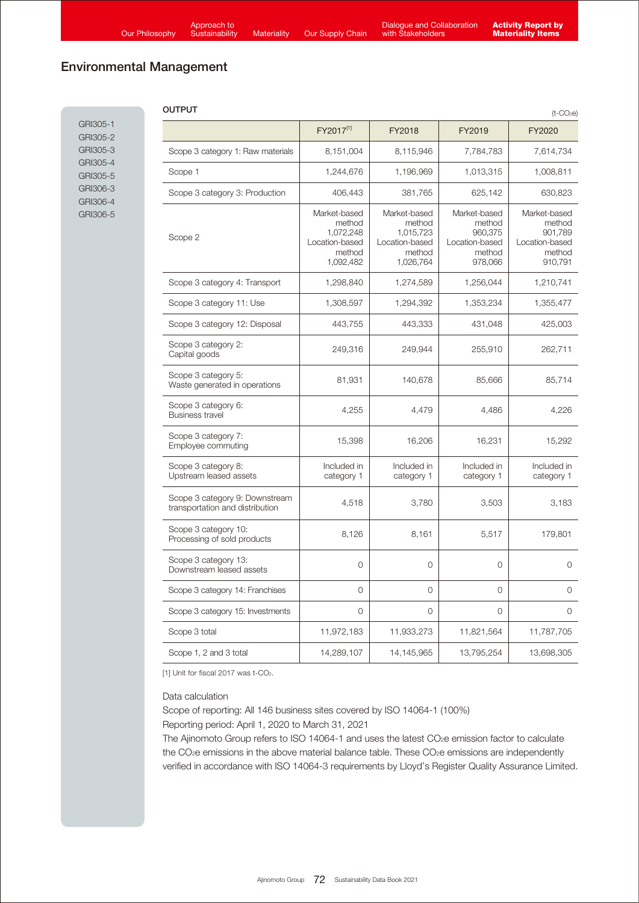## Environmental Management

GRI305-1
GRI305-2
GRI305-3
GRI305-4
GRI305-5
GRI306-3
GRI306-4
GRI306-5

**OUTPUT**

($t-CO_2e$)

| | FY2017[1] | FY2018 | FY2019 | FY2020 |
|---|---|---|---|---|
| Scope 3 category 1: Raw materials | 8,151,004 | 8,115,946 | 7,784,783 | 7,614,734 |
| Scope 1 | 1,244,676 | 1,196,969 | 1,013,315 | 1,008,811 |
| Scope 3 category 3: Production | 406,443 | 381,765 | 625,142 | 630,823 |
| Scope 2 | Market-based method 1,072,248 Location-based method 1,092,482 | Market-based method 1,015,723 Location-based method 1,026,764 | Market-based method 960,375 Location-based method 978,066 | Market-based method 901,789 Location-based method 910,791 |
| Scope 3 category 4: Transport | 1,298,840 | 1,274,589 | 1,256,044 | 1,210,741 |
| Scope 3 category 11: Use | 1,308,597 | 1,294,392 | 1,353,234 | 1,355,477 |
| Scope 3 category 12: Disposal | 443,755 | 443,333 | 431,048 | 425,003 |
| Scope 3 category 2: Capital goods | 249,316 | 249,944 | 255,910 | 262,711 |
| Scope 3 category 5: Waste generated in operations | 81,931 | 140,678 | 85,666 | 85,714 |
| Scope 3 category 6: Business travel | 4,255 | 4,479 | 4,486 | 4,226 |
| Scope 3 category 7: Employee commuting | 15,398 | 16,206 | 16,231 | 15,292 |
| Scope 3 category 8: Upstream leased assets | Included in category 1 | Included in category 1 | Included in category 1 | Included in category 1 |
| Scope 3 category 9: Downstream transportation and distribution | 4,518 | 3,780 | 3,503 | 3,183 |
| Scope 3 category 10: Processing of sold products | 8,126 | 8,161 | 5,517 | 179,801 |
| Scope 3 category 13: Downstream leased assets | 0 | 0 | 0 | 0 |
| Scope 3 category 14: Franchises | 0 | 0 | 0 | 0 |
| Scope 3 category 15: Investments | 0 | 0 | 0 | 0 |
| Scope 3 total | 11,972,183 | 11,933,273 | 11,821,564 | 11,787,705 |
| Scope 1, 2 and 3 total | 14,289,107 | 14,145,965 | 13,795,254 | 13,698,305 |

[1] Unit for fiscal 2017 was $t-CO_2$.

Data calculation

Scope of reporting: All 146 business sites covered by ISO 14064-1 (100%)

Reporting period: April 1, 2020 to March 31, 2021

The Ajinomoto Group refers to ISO 14064-1 and uses the latest $CO_2e$ emission factor to calculate the $CO_2e$ emissions in the above material balance table. These $CO_2e$ emissions are independently verified in accordance with ISO 14064-3 requirements by Lloyd's Register Quality Assurance Limited.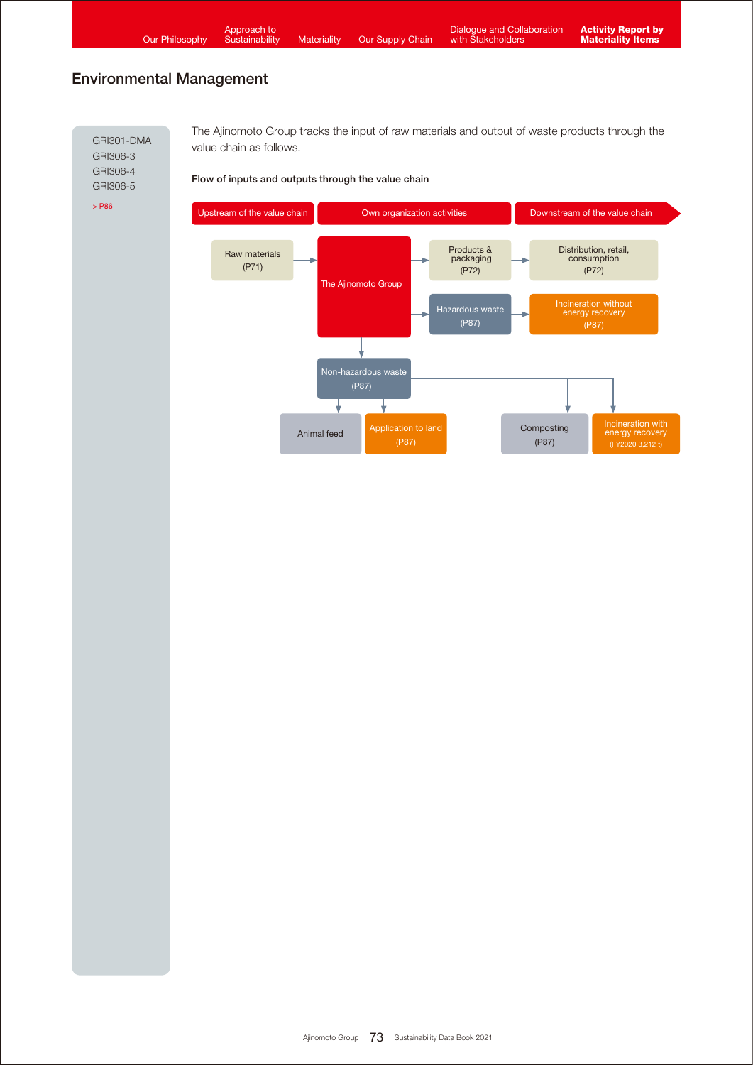## Environmental Management

GRI301-DMA
GRI306-3
GRI306-4
GRI306-5

> P86

The Ajinomoto Group tracks the input of raw materials and output of waste products through the value chain as follows.

**Flow of inputs and outputs through the value chain**

Upstream of the value chain
Own organization activities
Downstream of the value chain

Raw materials (P71)
The Ajinomoto Group
Products & packaging (P72)
Distribution, retail, consumption (P72)
Hazardous waste (P87)
Incineration without energy recovery (P87)
Non-hazardous waste (P87)
Animal feed
Application to land (P87)
Composting (P87)
Incineration with energy recovery (FY2020 3,212 t)